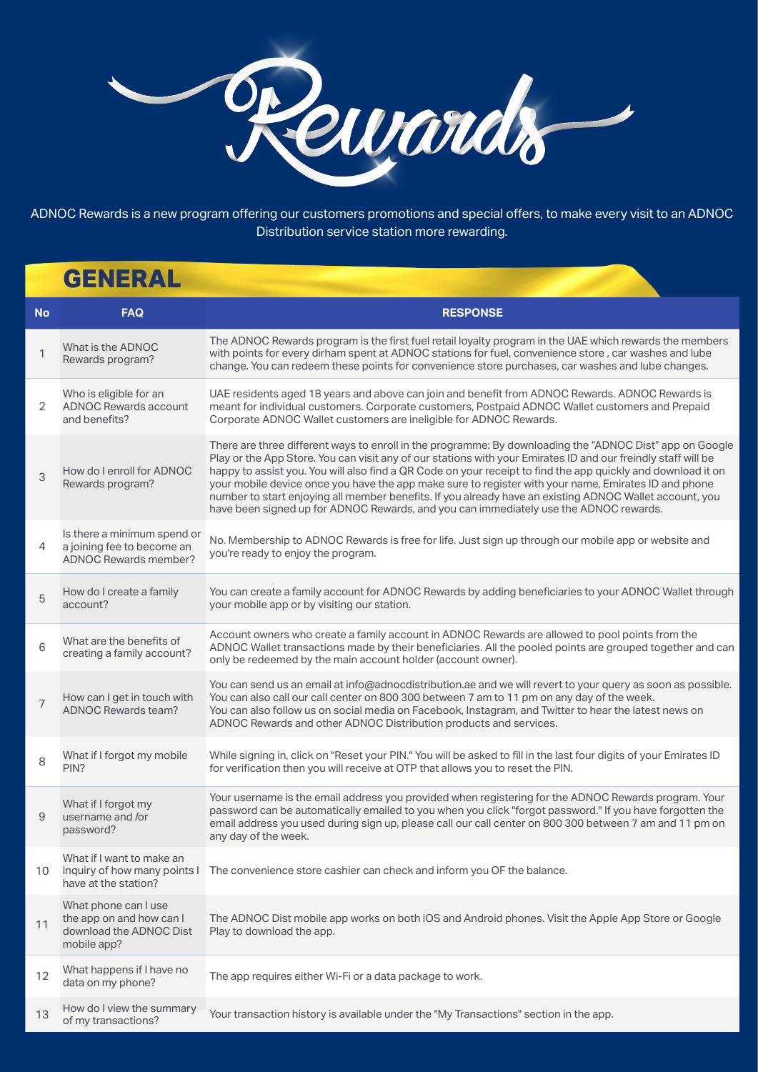# Rewards

ADNOC Rewards is a new program offering our customers promotions and special offers, to make every visit to an ADNOC Distribution service station more rewarding.

## GENERAL

| No | FAQ | RESPONSE |
|---|---|---|
| 1 | What is the ADNOC Rewards program? | The ADNOC Rewards program is the first fuel retail loyalty program in the UAE which rewards the members with points for every dirham spent at ADNOC stations for fuel, convenience store , car washes and lube change. You can redeem these points for convenience store purchases, car washes and lube changes. |
| 2 | Who is eligible for an ADNOC Rewards account and benefits? | UAE residents aged 18 years and above can join and benefit from ADNOC Rewards. ADNOC Rewards is meant for individual customers. Corporate customers, Postpaid ADNOC Wallet customers and Prepaid Corporate ADNOC Wallet customers are ineligible for ADNOC Rewards. |
| 3 | How do I enroll for ADNOC Rewards program? | There are three different ways to enroll in the programme: By downloading the "ADNOC Dist" app on Google Play or the App Store. You can visit any of our stations with your Emirates ID and our freindly staff will be happy to assist you. You will also find a QR Code on your receipt to find the app quickly and download it on your mobile device once you have the app make sure to register with your name, Emirates ID and phone number to start enjoying all member benefits. If you already have an existing ADNOC Wallet account, you have been signed up for ADNOC Rewards, and you can immediately use the ADNOC rewards. |
| 4 | Is there a minimum spend or a joining fee to become an ADNOC Rewards member? | No. Membership to ADNOC Rewards is free for life. Just sign up through our mobile app or website and you're ready to enjoy the program. |
| 5 | How do I create a family account? | You can create a family account for ADNOC Rewards by adding beneficiaries to your ADNOC Wallet through your mobile app or by visiting our station. |
| 6 | What are the benefits of creating a family account? | Account owners who create a family account in ADNOC Rewards are allowed to pool points from the ADNOC Wallet transactions made by their beneficiaries. All the pooled points are grouped together and can only be redeemed by the main account holder (account owner). |
| 7 | How can I get in touch with ADNOC Rewards team? | You can send us an email at info@adnocdistribution.ae and we will revert to your query as soon as possible. You can also call our call center on 800 300 between 7 am to 11 pm on any day of the week. You can also follow us on social media on Facebook, Instagram, and Twitter to hear the latest news on ADNOC Rewards and other ADNOC Distribution products and services. |
| 8 | What if I forgot my mobile PIN? | While signing in, click on "Reset your PIN." You will be asked to fill in the last four digits of your Emirates ID for verification then you will receive at OTP that allows you to reset the PIN. |
| 9 | What if I forgot my username and /or password? | Your username is the email address you provided when registering for the ADNOC Rewards program. Your password can be automatically emailed to you when you click "forgot password." If you have forgotten the email address you used during sign up, please call our call center on 800 300 between 7 am and 11 pm on any day of the week. |
| 10 | What if I want to make an inquiry of how many points I have at the station? | The convenience store cashier can check and inform you OF the balance. |
| 11 | What phone can I use the app on and how can I download the ADNOC Dist mobile app? | The ADNOC Dist mobile app works on both iOS and Android phones. Visit the Apple App Store or Google Play to download the app. |
| 12 | What happens if I have no data on my phone? | The app requires either Wi-Fi or a data package to work. |
| 13 | How do I view the summary of my transactions? | Your transaction history is available under the "My Transactions" section in the app. |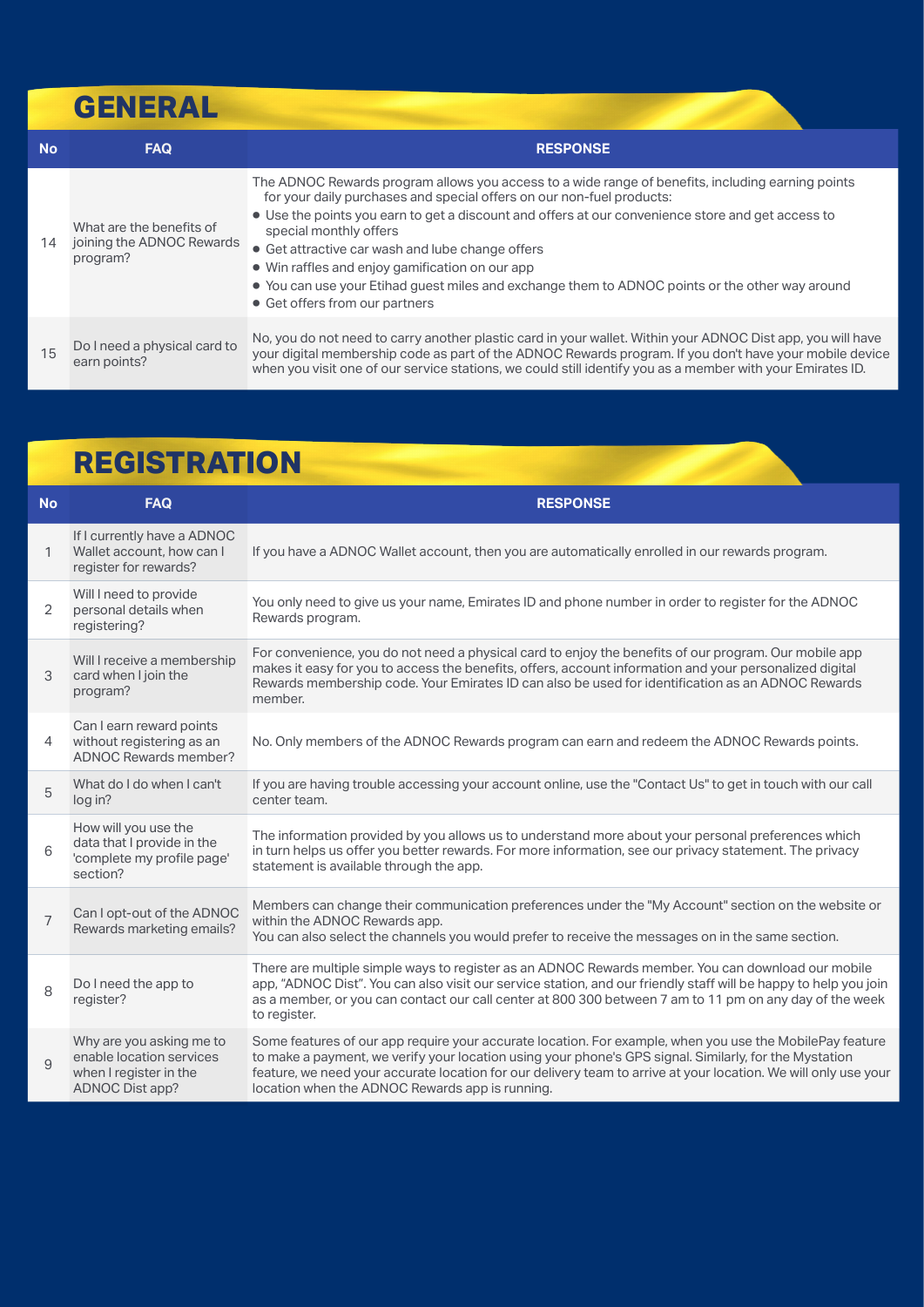## GENERAL

| No | FAQ | RESPONSE |
|---|---|---|
| 14 | What are the benefits of joining the ADNOC Rewards program? | The ADNOC Rewards program allows you access to a wide range of benefits, including earning points for your daily purchases and special offers on our non-fuel products:<br>• Use the points you earn to get a discount and offers at our convenience store and get access to special monthly offers<br>• Get attractive car wash and lube change offers<br>• Win raffles and enjoy gamification on our app<br>• You can use your Etihad guest miles and exchange them to ADNOC points or the other way around<br>• Get offers from our partners |
| 15 | Do I need a physical card to earn points? | No, you do not need to carry another plastic card in your wallet. Within your ADNOC Dist app, you will have your digital membership code as part of the ADNOC Rewards program. If you don't have your mobile device when you visit one of our service stations, we could still identify you as a member with your Emirates ID. |

## REGISTRATION

| No | FAQ | RESPONSE |
|---|---|---|
| 1 | If I currently have a ADNOC Wallet account, how can I register for rewards? | If you have a ADNOC Wallet account, then you are automatically enrolled in our rewards program. |
| 2 | Will I need to provide personal details when registering? | You only need to give us your name, Emirates ID and phone number in order to register for the ADNOC Rewards program. |
| 3 | Will I receive a membership card when I join the program? | For convenience, you do not need a physical card to enjoy the benefits of our program. Our mobile app makes it easy for you to access the benefits, offers, account information and your personalized digital Rewards membership code. Your Emirates ID can also be used for identification as an ADNOC Rewards member. |
| 4 | Can I earn reward points without registering as an ADNOC Rewards member? | No. Only members of the ADNOC Rewards program can earn and redeem the ADNOC Rewards points. |
| 5 | What do I do when I can't log in? | If you are having trouble accessing your account online, use the "Contact Us" to get in touch with our call center team. |
| 6 | How will you use the data that I provide in the 'complete my profile page' section? | The information provided by you allows us to understand more about your personal preferences which in turn helps us offer you better rewards. For more information, see our privacy statement. The privacy statement is available through the app. |
| 7 | Can I opt-out of the ADNOC Rewards marketing emails? | Members can change their communication preferences under the "My Account" section on the website or within the ADNOC Rewards app.<br>You can also select the channels you would prefer to receive the messages on in the same section. |
| 8 | Do I need the app to register? | There are multiple simple ways to register as an ADNOC Rewards member. You can download our mobile app, "ADNOC Dist". You can also visit our service station, and our friendly staff will be happy to help you join as a member, or you can contact our call center at 800 300 between 7 am to 11 pm on any day of the week to register. |
| 9 | Why are you asking me to enable location services when I register in the ADNOC Dist app? | Some features of our app require your accurate location. For example, when you use the MobilePay feature to make a payment, we verify your location using your phone's GPS signal. Similarly, for the Mystation feature, we need your accurate location for our delivery team to arrive at your location. We will only use your location when the ADNOC Rewards app is running. |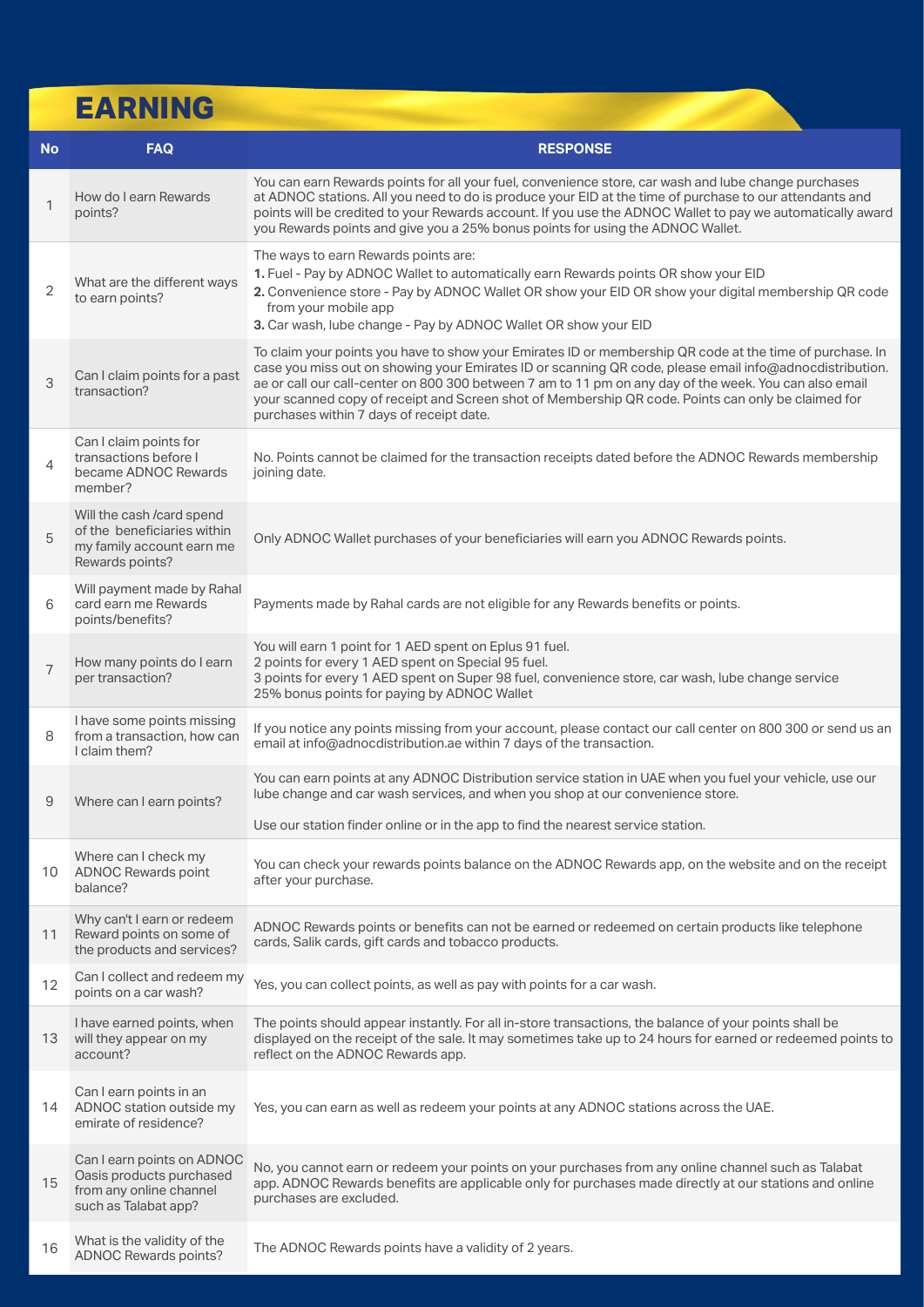## EARNING

| No | FAQ | RESPONSE |
|---|---|---|
| 1 | How do I earn Rewards points? | You can earn Rewards points for all your fuel, convenience store, car wash and lube change purchases at ADNOC stations. All you need to do is produce your EID at the time of purchase to our attendants and points will be credited to your Rewards account. If you use the ADNOC Wallet to pay we automatically award you Rewards points and give you a 25% bonus points for using the ADNOC Wallet. |
| 2 | What are the different ways to earn points? | The ways to earn Rewards points are:<br>**1.** Fuel - Pay by ADNOC Wallet to automatically earn Rewards points OR show your EID<br>**2.** Convenience store - Pay by ADNOC Wallet OR show your EID OR show your digital membership QR code from your mobile app<br>**3.** Car wash, lube change - Pay by ADNOC Wallet OR show your EID |
| 3 | Can I claim points for a past transaction? | To claim your points you have to show your Emirates ID or membership QR code at the time of purchase. In case you miss out on showing your Emirates ID or scanning QR code, please email info@adnocdistribution.ae or call our call-center on 800 300 between 7 am to 11 pm on any day of the week. You can also email your scanned copy of receipt and Screen shot of Membership QR code. Points can only be claimed for purchases within 7 days of receipt date. |
| 4 | Can I claim points for transactions before I became ADNOC Rewards member? | No. Points cannot be claimed for the transaction receipts dated before the ADNOC Rewards membership joining date. |
| 5 | Will the cash /card spend of the beneficiaries within my family account earn me Rewards points? | Only ADNOC Wallet purchases of your beneficiaries will earn you ADNOC Rewards points. |
| 6 | Will payment made by Rahal card earn me Rewards points/benefits? | Payments made by Rahal cards are not eligible for any Rewards benefits or points. |
| 7 | How many points do I earn per transaction? | You will earn 1 point for 1 AED spent on Eplus 91 fuel.<br>2 points for every 1 AED spent on Special 95 fuel.<br>3 points for every 1 AED spent on Super 98 fuel, convenience store, car wash, lube change service<br>25% bonus points for paying by ADNOC Wallet |
| 8 | I have some points missing from a transaction, how can I claim them? | If you notice any points missing from your account, please contact our call center on 800 300 or send us an email at info@adnocdistribution.ae within 7 days of the transaction. |
| 9 | Where can I earn points? | You can earn points at any ADNOC Distribution service station in UAE when you fuel your vehicle, use our lube change and car wash services, and when you shop at our convenience store.<br><br>Use our station finder online or in the app to find the nearest service station. |
| 10 | Where can I check my ADNOC Rewards point balance? | You can check your rewards points balance on the ADNOC Rewards app, on the website and on the receipt after your purchase. |
| 11 | Why can't I earn or redeem Reward points on some of the products and services? | ADNOC Rewards points or benefits can not be earned or redeemed on certain products like telephone cards, Salik cards, gift cards and tobacco products. |
| 12 | Can I collect and redeem my points on a car wash? | Yes, you can collect points, as well as pay with points for a car wash. |
| 13 | I have earned points, when will they appear on my account? | The points should appear instantly. For all in-store transactions, the balance of your points shall be displayed on the receipt of the sale. It may sometimes take up to 24 hours for earned or redeemed points to reflect on the ADNOC Rewards app. |
| 14 | Can I earn points in an ADNOC station outside my emirate of residence? | Yes, you can earn as well as redeem your points at any ADNOC stations across the UAE. |
| 15 | Can I earn points on ADNOC Oasis products purchased from any online channel such as Talabat app? | No, you cannot earn or redeem your points on your purchases from any online channel such as Talabat app. ADNOC Rewards benefits are applicable only for purchases made directly at our stations and online purchases are excluded. |
| 16 | What is the validity of the ADNOC Rewards points? | The ADNOC Rewards points have a validity of 2 years. |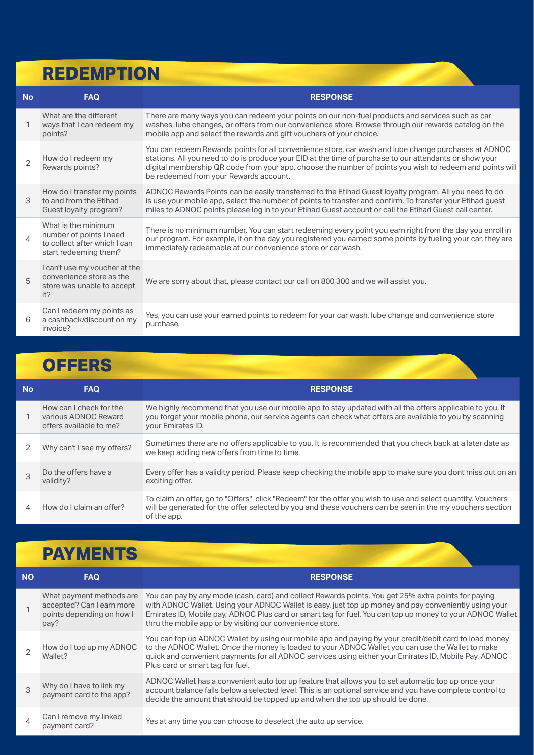## REDEMPTION

| No | FAQ | RESPONSE |
|---|---|---|
| 1 | What are the different ways that I can redeem my points? | There are many ways you can redeem your points on our non-fuel products and services such as car washes, lube changes, or offers from our convenience store. Browse through our rewards catalog on the mobile app and select the rewards and gift vouchers of your choice. |
| 2 | How do I redeem my Rewards points? | You can redeem Rewards points for all convenience store, car wash and lube change purchases at ADNOC stations. All you need to do is produce your EID at the time of purchase to our attendants or show your digital membership QR code from your app, choose the number of points you wish to redeem and points will be redeemed from your Rewards account. |
| 3 | How do I transfer my points to and from the Etihad Guest loyalty program? | ADNOC Rewards Points can be easily transferred to the Etihad Guest loyalty program. All you need to do is use your mobile app, select the number of points to transfer and confirm. To transfer your Etihad guest miles to ADNOC points please log in to your Etihad Guest account or call the Etihad Guest call center. |
| 4 | What is the minimum number of points I need to collect after which I can start redeeming them? | There is no minimum number. You can start redeeming every point you earn right from the day you enroll in our program. For example, if on the day you registered you earned some points by fueling your car, they are immediately redeemable at our convenience store or car wash. |
| 5 | I can't use my voucher at the convenience store as the store was unable to accept it? | We are sorry about that, please contact our call on 800 300 and we will assist you. |
| 6 | Can I redeem my points as a cashback/discount on my invoice? | Yes, you can use your earned points to redeem for your car wash, lube change and convenience store purchase. |

## OFFERS

| No | FAQ | RESPONSE |
|---|---|---|
| 1 | How can I check for the various ADNOC Reward offers available to me? | We highly recommend that you use our mobile app to stay updated with all the offers applicable to you. If you forget your mobile phone, our service agents can check what offers are available to you by scanning your Emirates ID. |
| 2 | Why can't I see my offers? | Sometimes there are no offers applicable to you. It is recommended that you check back at a later date as we keep adding new offers from time to time. |
| 3 | Do the offers have a validity? | Every offer has a validity period. Please keep checking the mobile app to make sure you dont miss out on an exciting offer. |
| 4 | How do I claim an offer? | To claim an offer, go to "Offers" click "Redeem" for the offer you wish to use and select quantity. Vouchers will be generated for the offer selected by you and these vouchers can be seen in the my vouchers section of the app. |

## PAYMENTS

| NO | FAQ | RESPONSE |
|---|---|---|
| 1 | What payment methods are accepted? Can I earn more points depending on how I pay? | You can pay by any mode (cash, card) and collect Rewards points. You get 25% extra points for paying with ADNOC Wallet. Using your ADNOC Wallet is easy, just top up money and pay conveniently using your Emirates ID, Mobile pay, ADNOC Plus card or smart tag for fuel. You can top up money to your ADNOC Wallet thru the mobile app or by visiting our convenience store. |
| 2 | How do I top up my ADNOC Wallet? | You can top up ADNOC Wallet by using our mobile app and paying by your credit/debit card to load money to the ADNOC Wallet. Once the money is loaded to your ADNOC Wallet you can use the Wallet to make quick and convenient payments for all ADNOC services using either your Emirates ID, Mobile Pay, ADNOC Plus card or smart tag for fuel. |
| 3 | Why do I have to link my payment card to the app? | ADNOC Wallet has a convenient auto top up feature that allows you to set automatic top up once your account balance falls below a selected level. This is an optional service and you have complete control to decide the amount that should be topped up and when the top up should be done. |
| 4 | Can I remove my linked payment card? | Yes at any time you can choose to deselect the auto up service. |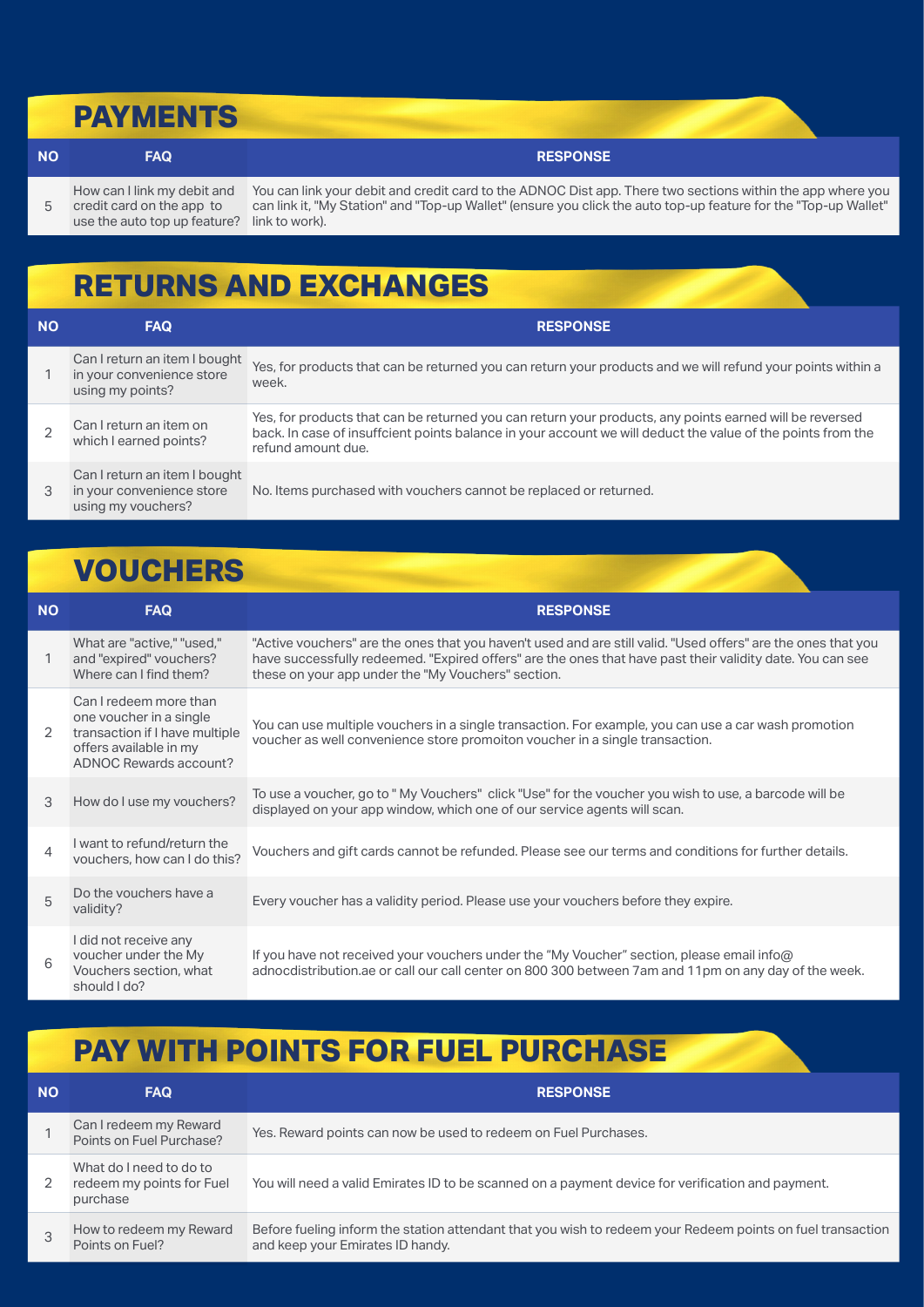## PAYMENTS

| NO | FAQ | RESPONSE |
|---|---|---|
| 5 | How can I link my debit and credit card on the app to use the auto top up feature? | You can link your debit and credit card to the ADNOC Dist app. There two sections within the app where you can link it, "My Station" and "Top-up Wallet" (ensure you click the auto top-up feature for the "Top-up Wallet" link to work). |

## RETURNS AND EXCHANGES

| NO | FAQ | RESPONSE |
|---|---|---|
| 1 | Can I return an item I bought in your convenience store using my points? | Yes, for products that can be returned you can return your products and we will refund your points within a week. |
| 2 | Can I return an item on which I earned points? | Yes, for products that can be returned you can return your products, any points earned will be reversed back. In case of insuffcient points balance in your account we will deduct the value of the points from the refund amount due. |
| 3 | Can I return an item I bought in your convenience store using my vouchers? | No. Items purchased with vouchers cannot be replaced or returned. |

## VOUCHERS

| NO | FAQ | RESPONSE |
|---|---|---|
| 1 | What are "active," "used," and "expired" vouchers? Where can I find them? | "Active vouchers" are the ones that you haven't used and are still valid. "Used offers" are the ones that you have successfully redeemed. "Expired offers" are the ones that have past their validity date. You can see these on your app under the "My Vouchers" section. |
| 2 | Can I redeem more than one voucher in a single transaction if I have multiple offers available in my ADNOC Rewards account? | You can use multiple vouchers in a single transaction. For example, you can use a car wash promotion voucher as well convenience store promoiton voucher in a single transaction. |
| 3 | How do I use my vouchers? | To use a voucher, go to " My Vouchers" click "Use" for the voucher you wish to use, a barcode will be displayed on your app window, which one of our service agents will scan. |
| 4 | I want to refund/return the vouchers, how can I do this? | Vouchers and gift cards cannot be refunded. Please see our terms and conditions for further details. |
| 5 | Do the vouchers have a validity? | Every voucher has a validity period. Please use your vouchers before they expire. |
| 6 | I did not receive any voucher under the My Vouchers section, what should I do? | If you have not received your vouchers under the "My Voucher" section, please email info@ adnocdistribution.ae or call our call center on 800 300 between 7am and 11pm on any day of the week. |

## PAY WITH POINTS FOR FUEL PURCHASE

| NO | FAQ | RESPONSE |
|---|---|---|
| 1 | Can I redeem my Reward Points on Fuel Purchase? | Yes. Reward points can now be used to redeem on Fuel Purchases. |
| 2 | What do I need to do to redeem my points for Fuel purchase | You will need a valid Emirates ID to be scanned on a payment device for verification and payment. |
| 3 | How to redeem my Reward Points on Fuel? | Before fueling inform the station attendant that you wish to redeem your Redeem points on fuel transaction and keep your Emirates ID handy. |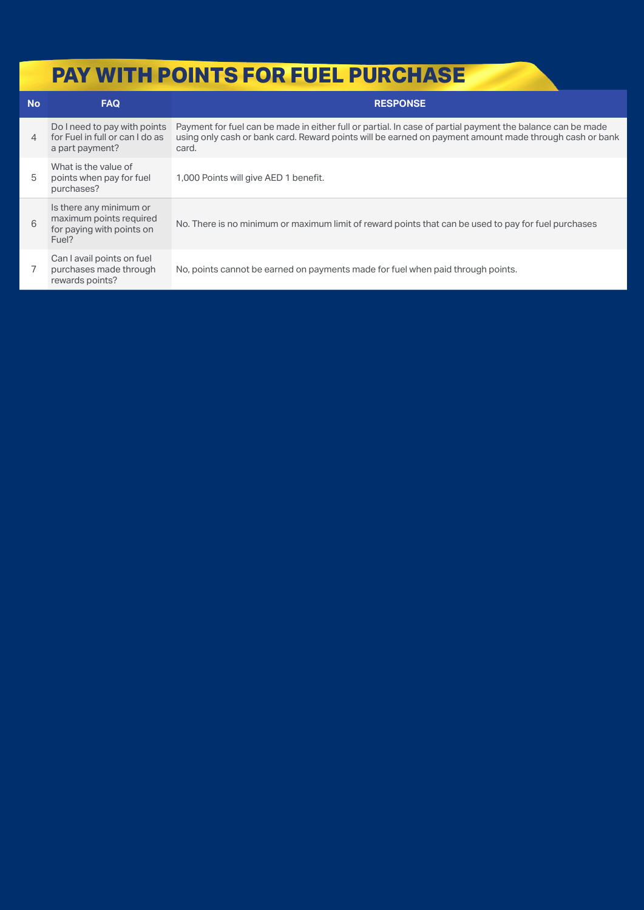# PAY WITH POINTS FOR FUEL PURCHASE

| No | FAQ | RESPONSE |
| --- | --- | --- |
| 4 | Do I need to pay with points for Fuel in full or can I do as a part payment? | Payment for fuel can be made in either full or partial. In case of partial payment the balance can be made using only cash or bank card. Reward points will be earned on payment amount made through cash or bank card. |
| 5 | What is the value of points when pay for fuel purchases? | 1,000 Points will give AED 1 benefit. |
| 6 | Is there any minimum or maximum points required for paying with points on Fuel? | No. There is no minimum or maximum limit of reward points that can be used to pay for fuel purchases |
| 7 | Can I avail points on fuel purchases made through rewards points? | No, points cannot be earned on payments made for fuel when paid through points. |